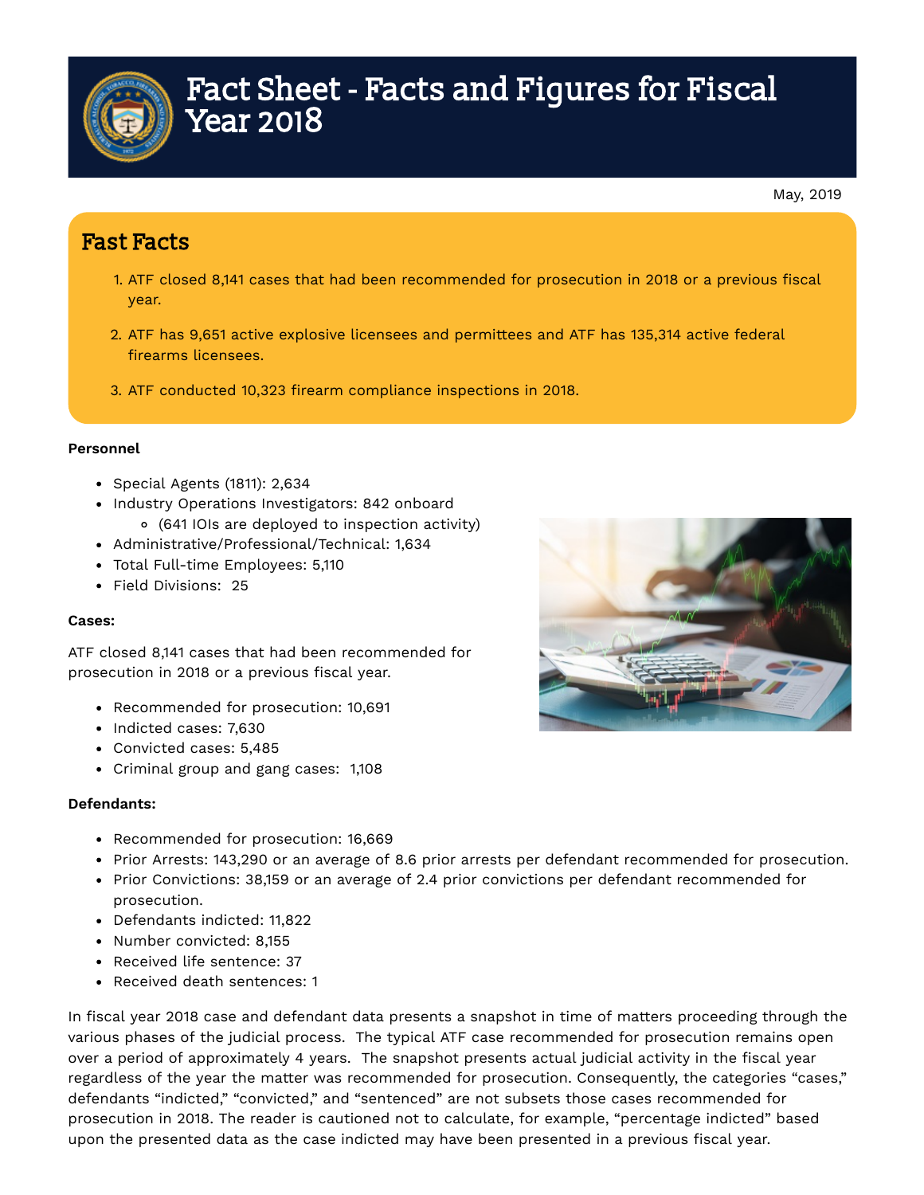# Fact Sheet - Facts and Figures for Fiscal Year 2018

May, 2019

## Fast Facts

1. ATF closed 8,141 cases that had been recommended for prosecution in 2018 or a previous fiscal year.
2. ATF has 9,651 active explosive licensees and permittees and ATF has 135,314 active federal firearms licensees.
3. ATF conducted 10,323 firearm compliance inspections in 2018.

**Personnel**

- Special Agents (1811): 2,634
- Industry Operations Investigators: 842 onboard
    - (641 IOIs are deployed to inspection activity)
- Administrative/Professional/Technical: 1,634
- Total Full-time Employees: 5,110
- Field Divisions: 25

**Cases:**

ATF closed 8,141 cases that had been recommended for prosecution in 2018 or a previous fiscal year.

- Recommended for prosecution: 10,691
- Indicted cases: 7,630
- Convicted cases: 5,485
- Criminal group and gang cases: 1,108

**Defendants:**

- Recommended for prosecution: 16,669
- Prior Arrests: 143,290 or an average of 8.6 prior arrests per defendant recommended for prosecution.
- Prior Convictions: 38,159 or an average of 2.4 prior convictions per defendant recommended for prosecution.
- Defendants indicted: 11,822
- Number convicted: 8,155
- Received life sentence: 37
- Received death sentences: 1

In fiscal year 2018 case and defendant data presents a snapshot in time of matters proceeding through the various phases of the judicial process. The typical ATF case recommended for prosecution remains open over a period of approximately 4 years. The snapshot presents actual judicial activity in the fiscal year regardless of the year the matter was recommended for prosecution. Consequently, the categories "cases," defendants "indicted," "convicted," and "sentenced" are not subsets those cases recommended for prosecution in 2018. The reader is cautioned not to calculate, for example, "percentage indicted" based upon the presented data as the case indicted may have been presented in a previous fiscal year.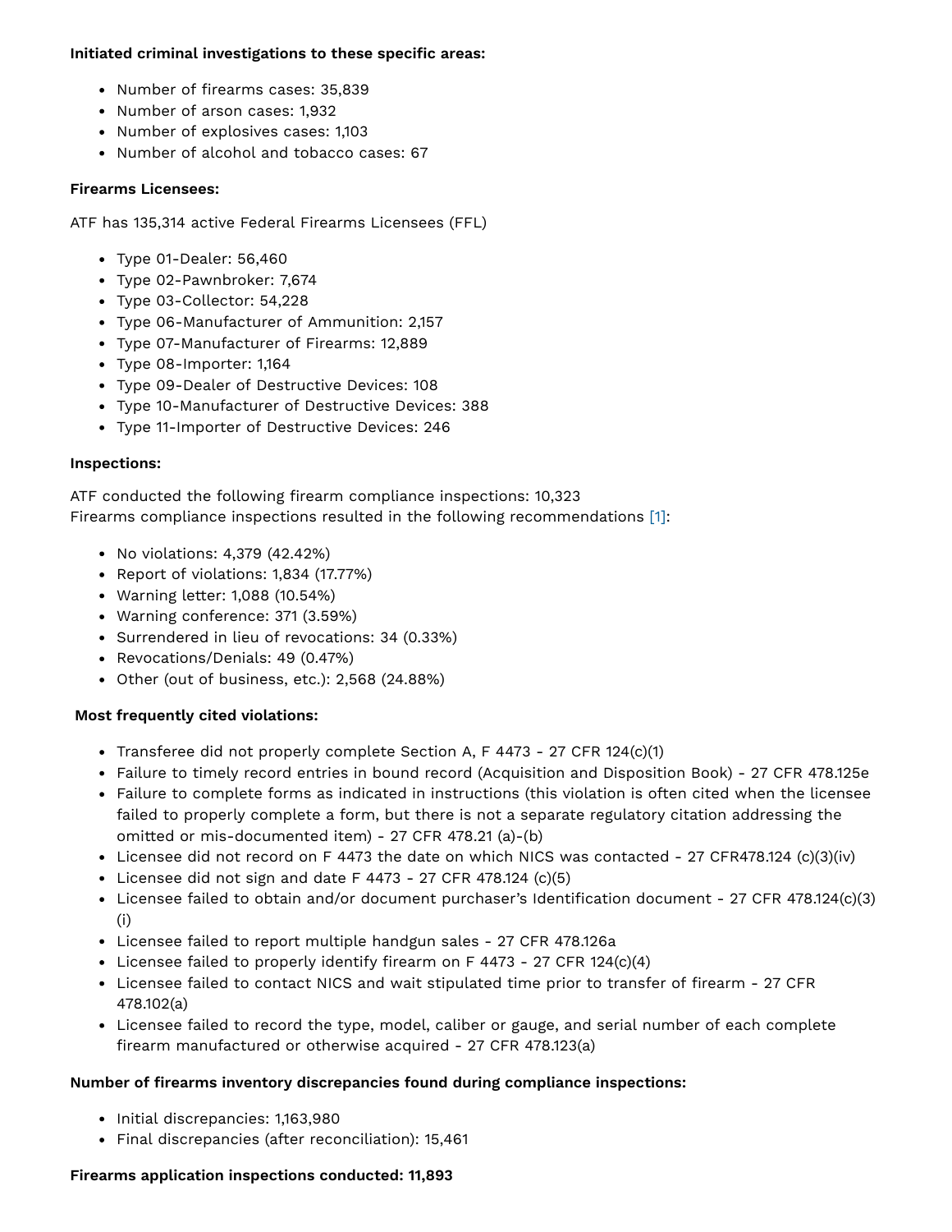**Initiated criminal investigations to these specific areas:**

- Number of firearms cases: 35,839
- Number of arson cases: 1,932
- Number of explosives cases: 1,103
- Number of alcohol and tobacco cases: 67

**Firearms Licensees:**

ATF has 135,314 active Federal Firearms Licensees (FFL)

- Type 01-Dealer: 56,460
- Type 02-Pawnbroker: 7,674
- Type 03-Collector: 54,228
- Type 06-Manufacturer of Ammunition: 2,157
- Type 07-Manufacturer of Firearms: 12,889
- Type 08-Importer: 1,164
- Type 09-Dealer of Destructive Devices: 108
- Type 10-Manufacturer of Destructive Devices: 388
- Type 11-Importer of Destructive Devices: 246

**Inspections:**

ATF conducted the following firearm compliance inspections: 10,323
Firearms compliance inspections resulted in the following recommendations [1]:

- No violations: 4,379 (42.42%)
- Report of violations: 1,834 (17.77%)
- Warning letter: 1,088 (10.54%)
- Warning conference: 371 (3.59%)
- Surrendered in lieu of revocations: 34 (0.33%)
- Revocations/Denials: 49 (0.47%)
- Other (out of business, etc.): 2,568 (24.88%)

**Most frequently cited violations:**

- Transferee did not properly complete Section A, F 4473 - 27 CFR 124(c)(1)
- Failure to timely record entries in bound record (Acquisition and Disposition Book) - 27 CFR 478.125e
- Failure to complete forms as indicated in instructions (this violation is often cited when the licensee failed to properly complete a form, but there is not a separate regulatory citation addressing the omitted or mis-documented item) - 27 CFR 478.21 (a)-(b)
- Licensee did not record on F 4473 the date on which NICS was contacted - 27 CFR478.124 (c)(3)(iv)
- Licensee did not sign and date F 4473 - 27 CFR 478.124 (c)(5)
- Licensee failed to obtain and/or document purchaser's Identification document - 27 CFR 478.124(c)(3)(i)
- Licensee failed to report multiple handgun sales - 27 CFR 478.126a
- Licensee failed to properly identify firearm on F 4473 - 27 CFR 124(c)(4)
- Licensee failed to contact NICS and wait stipulated time prior to transfer of firearm - 27 CFR 478.102(a)
- Licensee failed to record the type, model, caliber or gauge, and serial number of each complete firearm manufactured or otherwise acquired - 27 CFR 478.123(a)

**Number of firearms inventory discrepancies found during compliance inspections:**

- Initial discrepancies: 1,163,980
- Final discrepancies (after reconciliation): 15,461

**Firearms application inspections conducted: 11,893**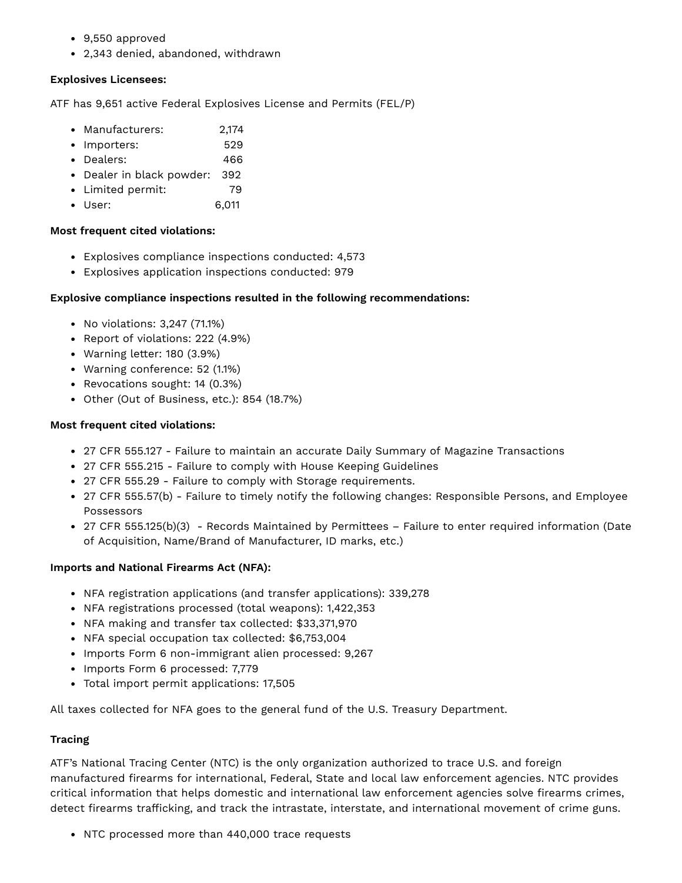- 9,550 approved
- 2,343 denied, abandoned, withdrawn

**Explosives Licensees:**

ATF has 9,651 active Federal Explosives License and Permits (FEL/P)

- Manufacturers: 2,174
- Importers: 529
- Dealers: 466
- Dealer in black powder: 392
- Limited permit: 79
- User: 6,011

**Most frequent cited violations:**

- Explosives compliance inspections conducted: 4,573
- Explosives application inspections conducted: 979

**Explosive compliance inspections resulted in the following recommendations:**

- No violations: 3,247 (71.1%)
- Report of violations: 222 (4.9%)
- Warning letter: 180 (3.9%)
- Warning conference: 52 (1.1%)
- Revocations sought: 14 (0.3%)
- Other (Out of Business, etc.): 854 (18.7%)

**Most frequent cited violations:**

- 27 CFR 555.127 - Failure to maintain an accurate Daily Summary of Magazine Transactions
- 27 CFR 555.215 - Failure to comply with House Keeping Guidelines
- 27 CFR 555.29 - Failure to comply with Storage requirements.
- 27 CFR 555.57(b) - Failure to timely notify the following changes: Responsible Persons, and Employee Possessors
- 27 CFR 555.125(b)(3) - Records Maintained by Permittees – Failure to enter required information (Date of Acquisition, Name/Brand of Manufacturer, ID marks, etc.)

**Imports and National Firearms Act (NFA):**

- NFA registration applications (and transfer applications): 339,278
- NFA registrations processed (total weapons): 1,422,353
- NFA making and transfer tax collected: $33,371,970
- NFA special occupation tax collected: $6,753,004
- Imports Form 6 non-immigrant alien processed: 9,267
- Imports Form 6 processed: 7,779
- Total import permit applications: 17,505

All taxes collected for NFA goes to the general fund of the U.S. Treasury Department.

**Tracing**

ATF's National Tracing Center (NTC) is the only organization authorized to trace U.S. and foreign manufactured firearms for international, Federal, State and local law enforcement agencies. NTC provides critical information that helps domestic and international law enforcement agencies solve firearms crimes, detect firearms trafficking, and track the intrastate, interstate, and international movement of crime guns.

- NTC processed more than 440,000 trace requests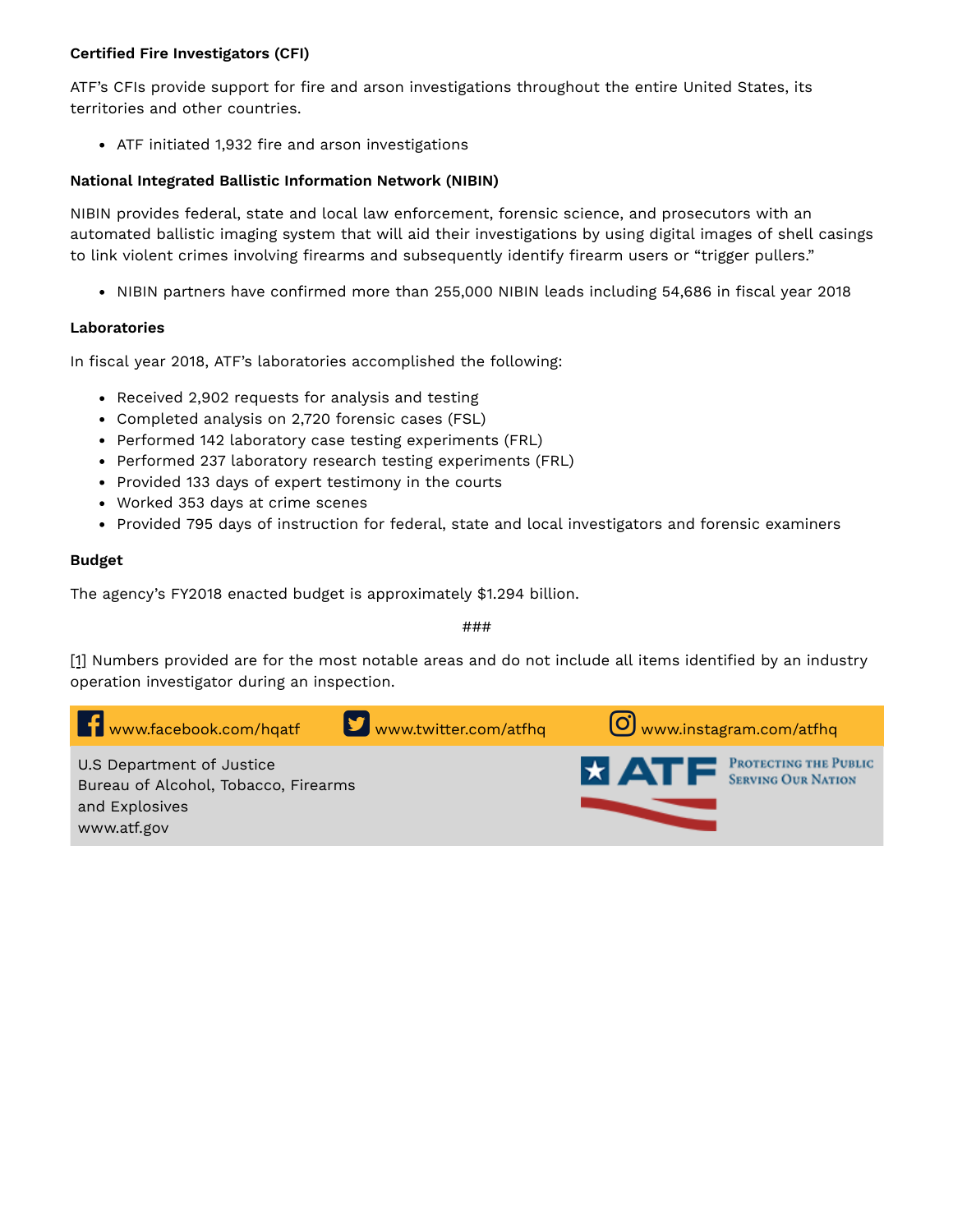**Certified Fire Investigators (CFI)**

ATF's CFIs provide support for fire and arson investigations throughout the entire United States, its territories and other countries.

- ATF initiated 1,932 fire and arson investigations

**National Integrated Ballistic Information Network (NIBIN)**

NIBIN provides federal, state and local law enforcement, forensic science, and prosecutors with an automated ballistic imaging system that will aid their investigations by using digital images of shell casings to link violent crimes involving firearms and subsequently identify firearm users or "trigger pullers."

- NIBIN partners have confirmed more than 255,000 NIBIN leads including 54,686 in fiscal year 2018

**Laboratories**

In fiscal year 2018, ATF's laboratories accomplished the following:

- Received 2,902 requests for analysis and testing
- Completed analysis on 2,720 forensic cases (FSL)
- Performed 142 laboratory case testing experiments (FRL)
- Performed 237 laboratory research testing experiments (FRL)
- Provided 133 days of expert testimony in the courts
- Worked 353 days at crime scenes
- Provided 795 days of instruction for federal, state and local investigators and forensic examiners

**Budget**

The agency's FY2018 enacted budget is approximately $1.294 billion.

###

[1] Numbers provided are for the most notable areas and do not include all items identified by an industry operation investigator during an inspection.

www.facebook.com/hqatf www.twitter.com/atfhq www.instagram.com/atfhq

U.S Department of Justice
Bureau of Alcohol, Tobacco, Firearms and Explosives
www.atf.gov

ATF PROTECTING THE PUBLIC SERVING OUR NATION